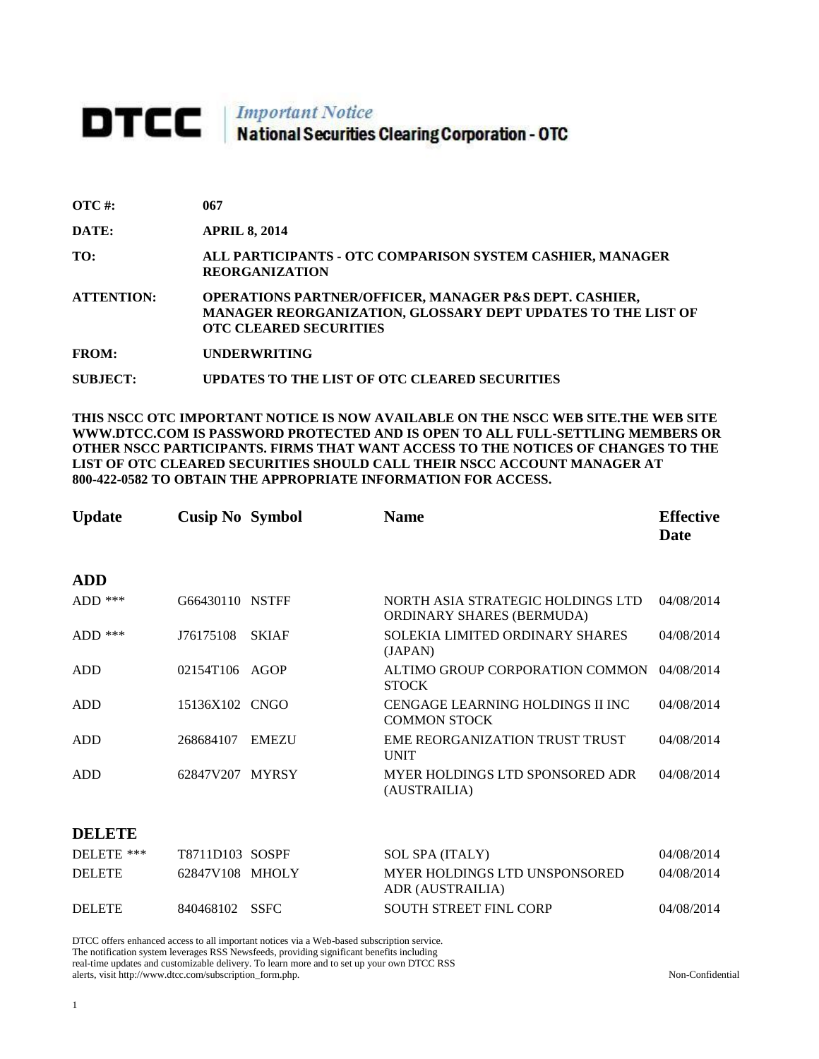# DTCC | *Important Notice* National Securities Clearing Corporation - OTC

| | |
|---|---|
| **OTC #:** | **067** |
| **DATE:** | **APRIL 8, 2014** |
| **TO:** | **ALL PARTICIPANTS - OTC COMPARISON SYSTEM CASHIER, MANAGER REORGANIZATION** |
| **ATTENTION:** | **OPERATIONS PARTNER/OFFICER, MANAGER P&S DEPT. CASHIER, MANAGER REORGANIZATION, GLOSSARY DEPT UPDATES TO THE LIST OF OTC CLEARED SECURITIES** |
| **FROM:** | **UNDERWRITING** |
| **SUBJECT:** | **UPDATES TO THE LIST OF OTC CLEARED SECURITIES** |

**THIS NSCC OTC IMPORTANT NOTICE IS NOW AVAILABLE ON THE NSCC WEB SITE.THE WEB SITE WWW.DTCC.COM IS PASSWORD PROTECTED AND IS OPEN TO ALL FULL-SETTLING MEMBERS OR OTHER NSCC PARTICIPANTS. FIRMS THAT WANT ACCESS TO THE NOTICES OF CHANGES TO THE LIST OF OTC CLEARED SECURITIES SHOULD CALL THEIR NSCC ACCOUNT MANAGER AT 800-422-0582 TO OBTAIN THE APPROPRIATE INFORMATION FOR ACCESS.**

| Update | Cusip No | Symbol | Name | Effective Date |
|---|---|---|---|---|
| **ADD** | | | | |
| ADD *** | G66430110 | NSTFF | NORTH ASIA STRATEGIC HOLDINGS LTD ORDINARY SHARES (BERMUDA) | 04/08/2014 |
| ADD *** | J76175108 | SKIAF | SOLEKIA LIMITED ORDINARY SHARES (JAPAN) | 04/08/2014 |
| ADD | 02154T106 | AGOP | ALTIMO GROUP CORPORATION COMMON STOCK | 04/08/2014 |
| ADD | 15136X102 | CNGO | CENGAGE LEARNING HOLDINGS II INC COMMON STOCK | 04/08/2014 |
| ADD | 268684107 | EMEZU | EME REORGANIZATION TRUST TRUST UNIT | 04/08/2014 |
| ADD | 62847V207 | MYRSY | MYER HOLDINGS LTD SPONSORED ADR (AUSTRAILIA) | 04/08/2014 |
| **DELETE** | | | | |
| DELETE *** | T8711D103 | SOSPF | SOL SPA (ITALY) | 04/08/2014 |
| DELETE | 62847V108 | MHOLY | MYER HOLDINGS LTD UNSPONSORED ADR (AUSTRAILIA) | 04/08/2014 |
| DELETE | 840468102 | SSFC | SOUTH STREET FINL CORP | 04/08/2014 |

DTCC offers enhanced access to all important notices via a Web-based subscription service. The notification system leverages RSS Newsfeeds, providing significant benefits including real-time updates and customizable delivery. To learn more and to set up your own DTCC RSS alerts, visit http://www.dtcc.com/subscription_form.php.

Non-Confidential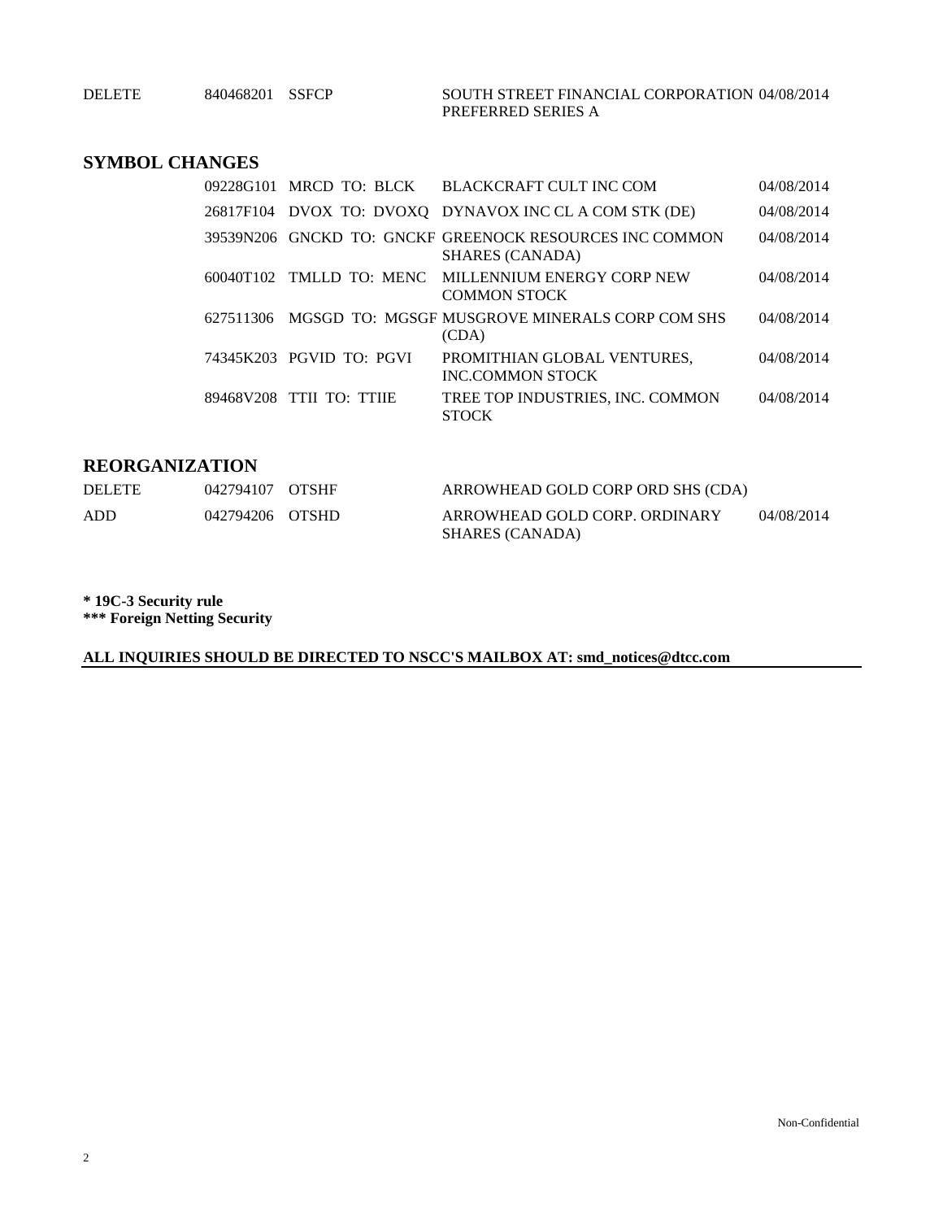| | | | | |
|---|---|---|---|---|
| DELETE | 840468201 | SSFCP | SOUTH STREET FINANCIAL CORPORATION PREFERRED SERIES A | 04/08/2014 |

## SYMBOL CHANGES

| | | | |
|---|---|---|---|
| 09228G101 | MRCD TO: BLCK | BLACKCRAFT CULT INC COM | 04/08/2014 |
| 26817F104 | DVOX TO: DVOXQ | DYNAVOX INC CL A COM STK (DE) | 04/08/2014 |
| 39539N206 | GNCKD TO: GNCKF | GREENOCK RESOURCES INC COMMON SHARES (CANADA) | 04/08/2014 |
| 60040T102 | TMLLD TO: MENC | MILLENNIUM ENERGY CORP NEW COMMON STOCK | 04/08/2014 |
| 627511306 | MGSGD TO: MGSGF | MUSGROVE MINERALS CORP COM SHS (CDA) | 04/08/2014 |
| 74345K203 | PGVID TO: PGVI | PROMITHIAN GLOBAL VENTURES, INC.COMMON STOCK | 04/08/2014 |
| 89468V208 | TTII TO: TTIIE | TREE TOP INDUSTRIES, INC. COMMON STOCK | 04/08/2014 |

## REORGANIZATION

| | | | | |
|---|---|---|---|---|
| DELETE | 042794107 | OTSHF | ARROWHEAD GOLD CORP ORD SHS (CDA) | |
| ADD | 042794206 | OTSHD | ARROWHEAD GOLD CORP. ORDINARY SHARES (CANADA) | 04/08/2014 |

**\* 19C-3 Security rule**
**\*\*\* Foreign Netting Security**

**ALL INQUIRIES SHOULD BE DIRECTED TO NSCC'S MAILBOX AT: smd_notices@dtcc.com**

Non-Confidential